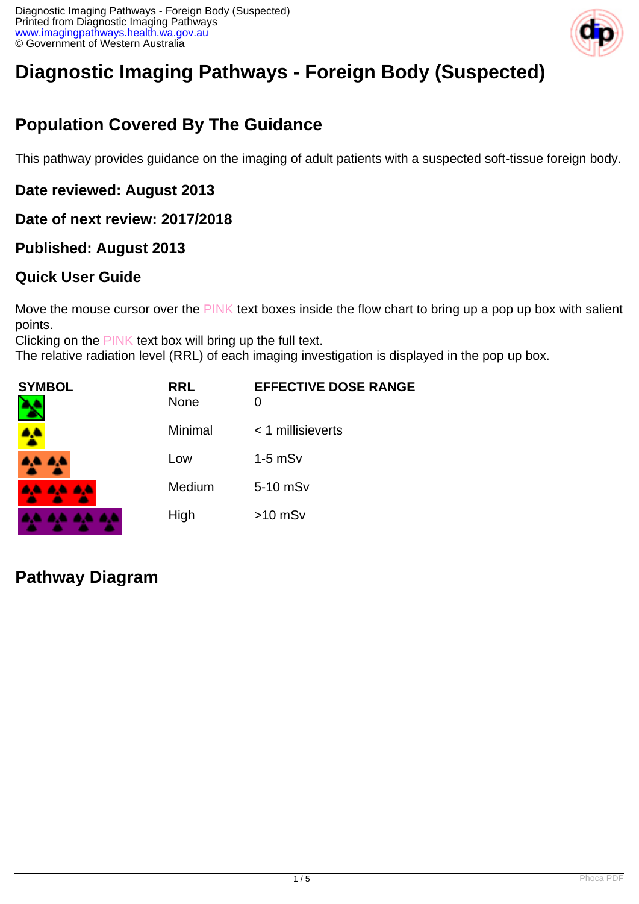# Diagnostic Imaging Pathways - Foreign Body (Suspected)

## Population Covered By The Guidance

This pathway provides guidance on the imaging of adult patients with a suspected soft-tissue foreign body.

### Date reviewed: August 2013

### Date of next review: 2017/2018

### Published: August 2013

### Quick User Guide

Move the mouse cursor over the PINK text boxes inside the flow chart to bring up a pop up box with salient points.
Clicking on the PINK text box will bring up the full text.
The relative radiation level (RRL) of each imaging investigation is displayed in the pop up box.

| SYMBOL | RRL | EFFECTIVE DOSE RANGE |
|---|---|---|
| | None | 0 |
| | Minimal | < 1 millisieverts |
| | Low | 1-5 mSv |
| | Medium | 5-10 mSv |
| | High | >10 mSv |

## Pathway Diagram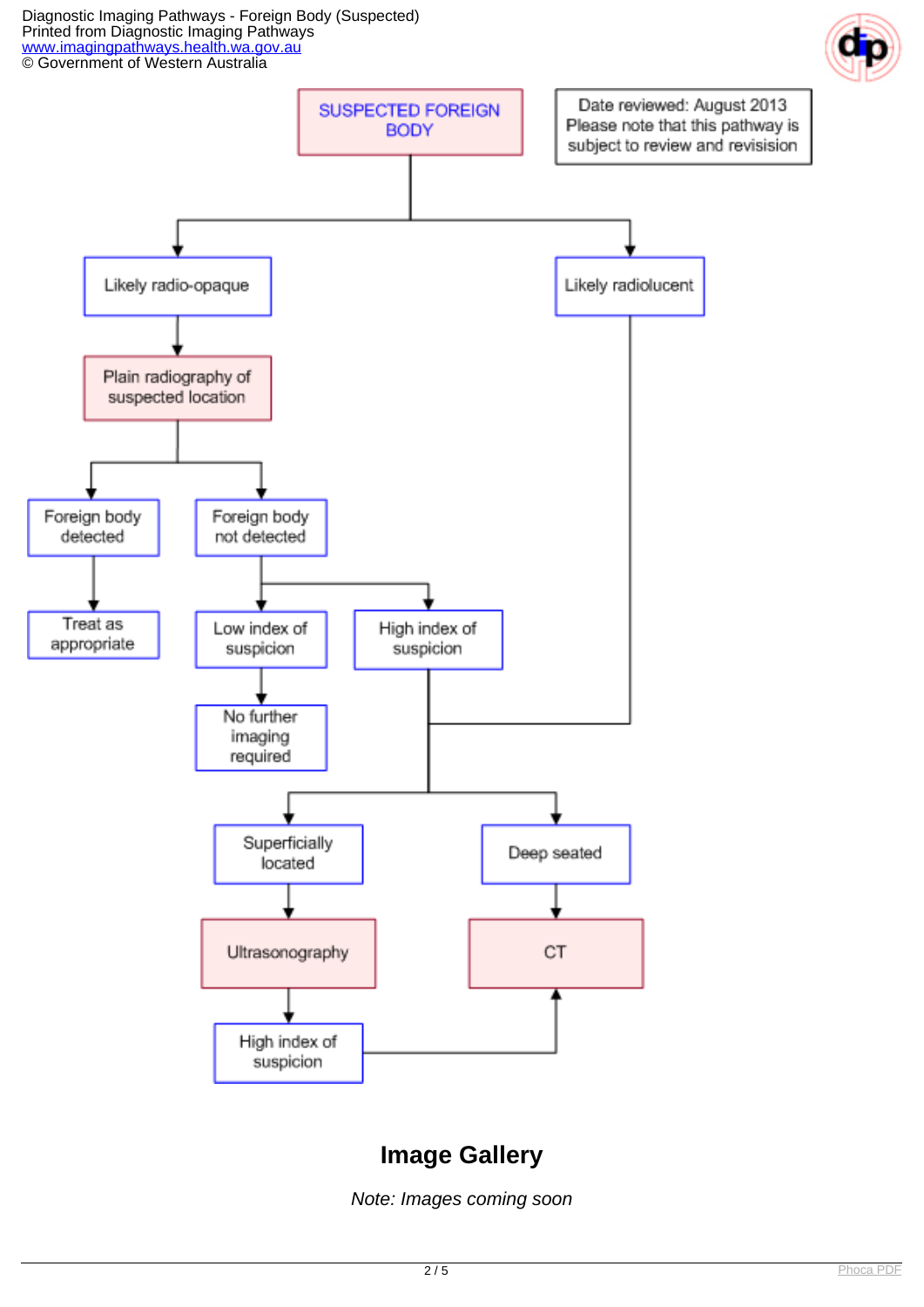SUSPECTED FOREIGN BODY

Date reviewed: August 2013
Please note that this pathway is subject to review and revision

- Likely radio-opaque
  - Plain radiography of suspected location
    - Foreign body detected
      - Treat as appropriate
    - Foreign body not detected
      - Low index of suspicion
        - No further imaging required
      - High index of suspicion
        - Superficially located
          - Ultrasonography
            - High index of suspicion
              - CT
        - Deep seated
          - CT
- Likely radiolucent
  - Superficially located
    - Ultrasonography
      - High index of suspicion
        - CT
  - Deep seated
    - CT

## Image Gallery

*Note: Images coming soon*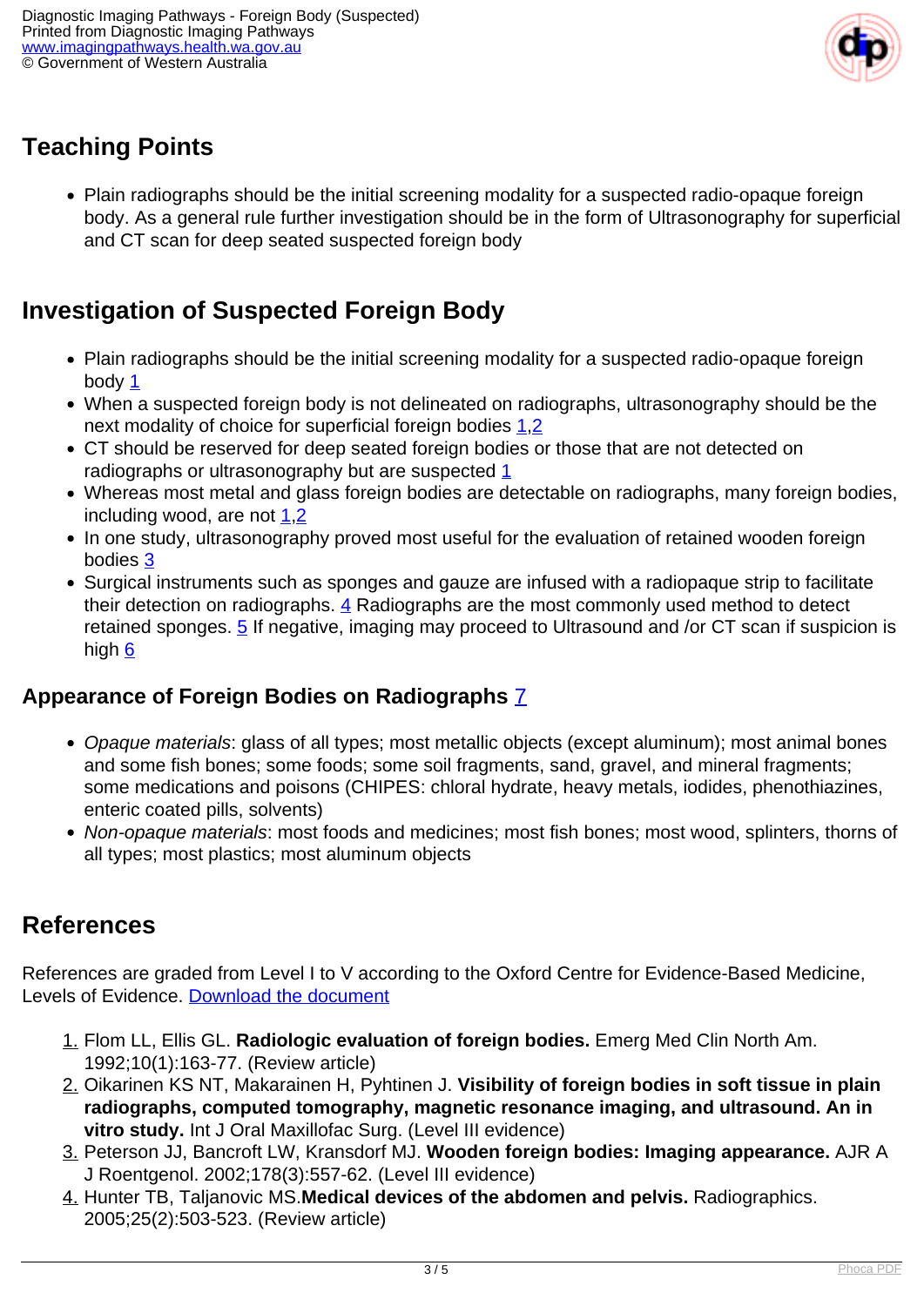## Teaching Points

- Plain radiographs should be the initial screening modality for a suspected radio-opaque foreign body. As a general rule further investigation should be in the form of Ultrasonography for superficial and CT scan for deep seated suspected foreign body

## Investigation of Suspected Foreign Body

- Plain radiographs should be the initial screening modality for a suspected radio-opaque foreign body 1
- When a suspected foreign body is not delineated on radiographs, ultrasonography should be the next modality of choice for superficial foreign bodies 1,2
- CT should be reserved for deep seated foreign bodies or those that are not detected on radiographs or ultrasonography but are suspected 1
- Whereas most metal and glass foreign bodies are detectable on radiographs, many foreign bodies, including wood, are not 1,2
- In one study, ultrasonography proved most useful for the evaluation of retained wooden foreign bodies 3
- Surgical instruments such as sponges and gauze are infused with a radiopaque strip to facilitate their detection on radiographs. 4 Radiographs are the most commonly used method to detect retained sponges. 5 If negative, imaging may proceed to Ultrasound and /or CT scan if suspicion is high 6

### Appearance of Foreign Bodies on Radiographs 7

- *Opaque materials*: glass of all types; most metallic objects (except aluminum); most animal bones and some fish bones; some foods; some soil fragments, sand, gravel, and mineral fragments; some medications and poisons (CHIPES: chloral hydrate, heavy metals, iodides, phenothiazines, enteric coated pills, solvents)
- *Non-opaque materials*: most foods and medicines; most fish bones; most wood, splinters, thorns of all types; most plastics; most aluminum objects

## References

References are graded from Level I to V according to the Oxford Centre for Evidence-Based Medicine, Levels of Evidence. Download the document

1. Flom LL, Ellis GL. **Radiologic evaluation of foreign bodies.** Emerg Med Clin North Am. 1992;10(1):163-77. (Review article)
2. Oikarinen KS NT, Makarainen H, Pyhtinen J. **Visibility of foreign bodies in soft tissue in plain radiographs, computed tomography, magnetic resonance imaging, and ultrasound. An in vitro study.** Int J Oral Maxillofac Surg. (Level III evidence)
3. Peterson JJ, Bancroft LW, Kransdorf MJ. **Wooden foreign bodies: Imaging appearance.** AJR A J Roentgenol. 2002;178(3):557-62. (Level III evidence)
4. Hunter TB, Taljanovic MS.**Medical devices of the abdomen and pelvis.** Radiographics. 2005;25(2):503-523. (Review article)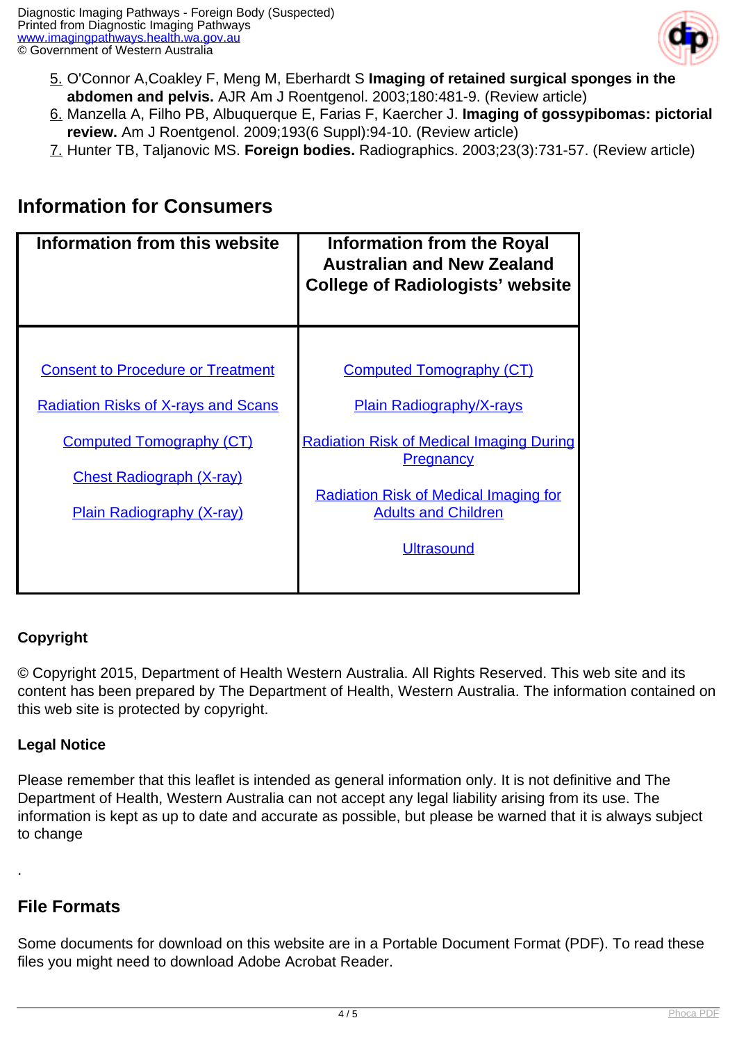5. O'Connor A,Coakley F, Meng M, Eberhardt S **Imaging of retained surgical sponges in the abdomen and pelvis.** AJR Am J Roentgenol. 2003;180:481-9. (Review article)
6. Manzella A, Filho PB, Albuquerque E, Farias F, Kaercher J. **Imaging of gossypibomas: pictorial review.** Am J Roentgenol. 2009;193(6 Suppl):94-10. (Review article)
7. Hunter TB, Taljanovic MS. **Foreign bodies.** Radiographics. 2003;23(3):731-57. (Review article)

## Information for Consumers

| Information from this website | Information from the Royal Australian and New Zealand College of Radiologists' website |
|---|---|
| Consent to Procedure or Treatment<br><br>Radiation Risks of X-rays and Scans<br><br>Computed Tomography (CT)<br><br>Chest Radiograph (X-ray)<br><br>Plain Radiography (X-ray) | Computed Tomography (CT)<br><br>Plain Radiography/X-rays<br><br>Radiation Risk of Medical Imaging During Pregnancy<br><br>Radiation Risk of Medical Imaging for Adults and Children<br><br>Ultrasound |

**Copyright**

© Copyright 2015, Department of Health Western Australia. All Rights Reserved. This web site and its content has been prepared by The Department of Health, Western Australia. The information contained on this web site is protected by copyright.

**Legal Notice**

Please remember that this leaflet is intended as general information only. It is not definitive and The Department of Health, Western Australia can not accept any legal liability arising from its use. The information is kept as up to date and accurate as possible, but please be warned that it is always subject to change

.

## File Formats

Some documents for download on this website are in a Portable Document Format (PDF). To read these files you might need to download Adobe Acrobat Reader.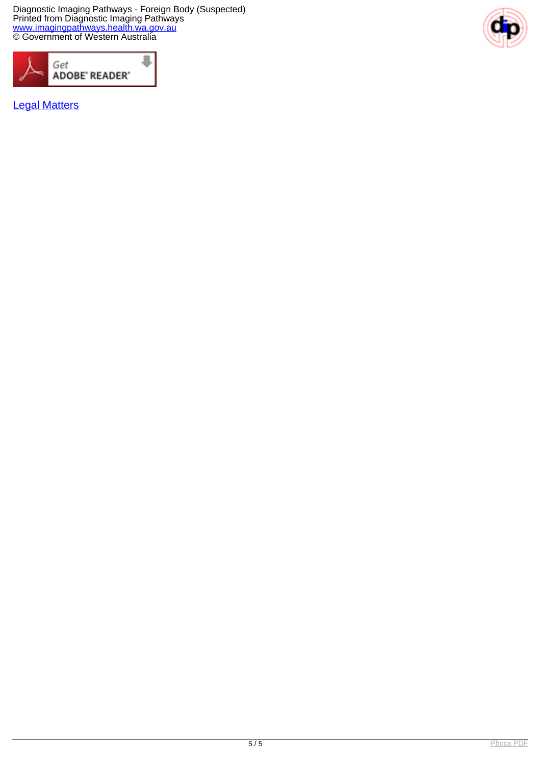Get ADOBE® READER®

[Legal Matters]